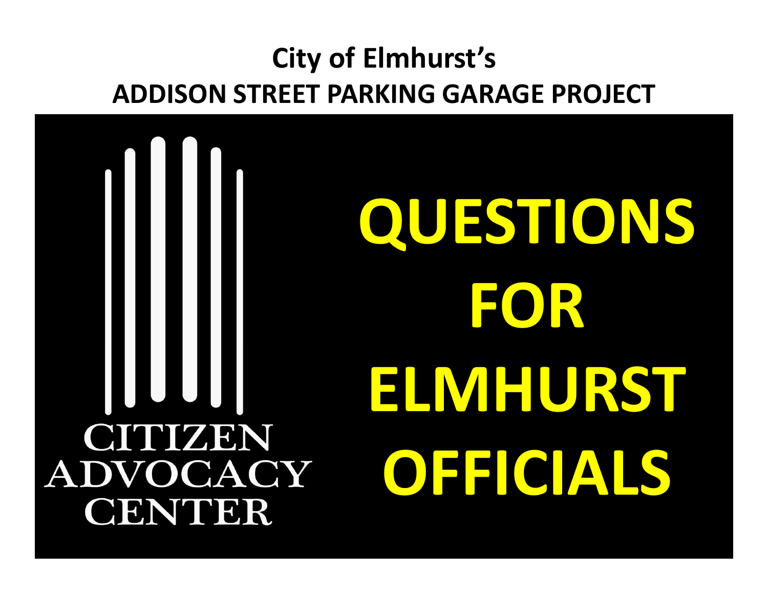# City of Elmhurst's
# ADDISON STREET PARKING GARAGE PROJECT

CITIZEN ADVOCACY CENTER

# QUESTIONS FOR ELMHURST OFFICIALS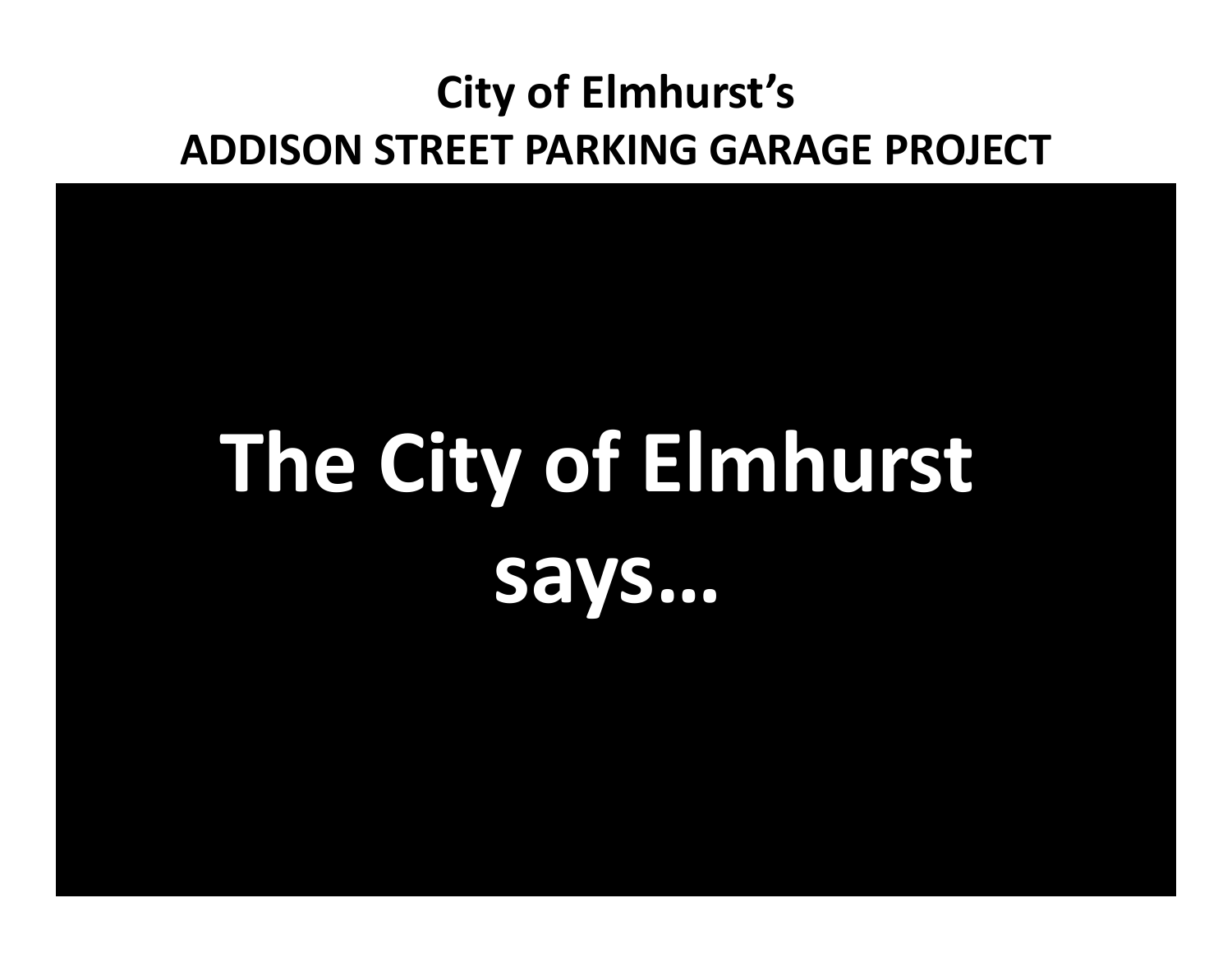# City of Elmhurst's
# ADDISON STREET PARKING GARAGE PROJECT

**The City of Elmhurst says…**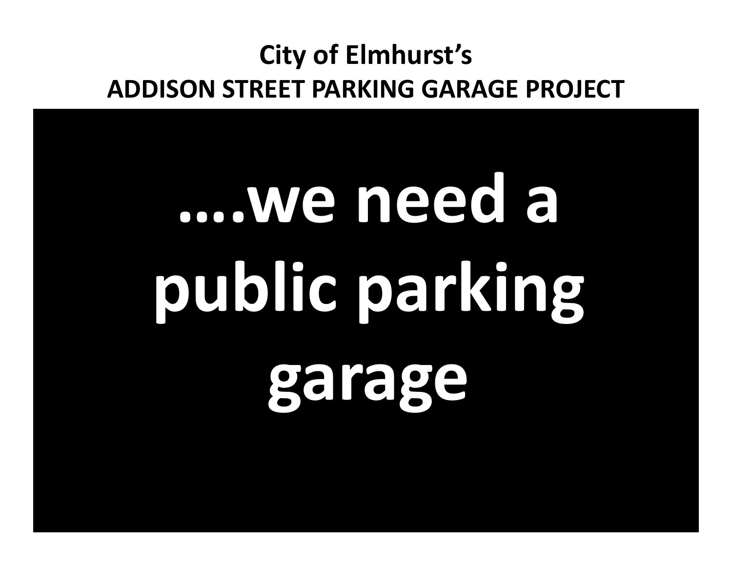**City of Elmhurst's**
**ADDISON STREET PARKING GARAGE PROJECT**

# ….we need a public parking garage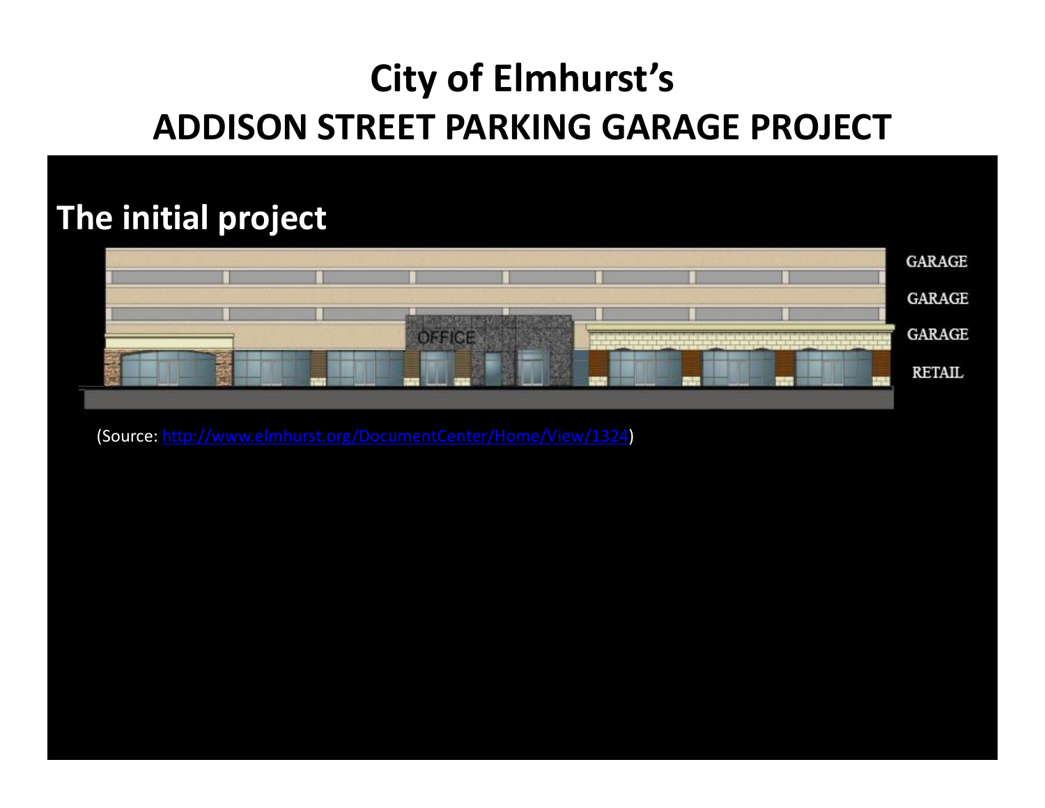# City of Elmhurst's
# ADDISON STREET PARKING GARAGE PROJECT

## The initial project

GARAGE

GARAGE

GARAGE

RETAIL

OFFICE

(Source: http://www.elmhurst.org/DocumentCenter/Home/View/1324)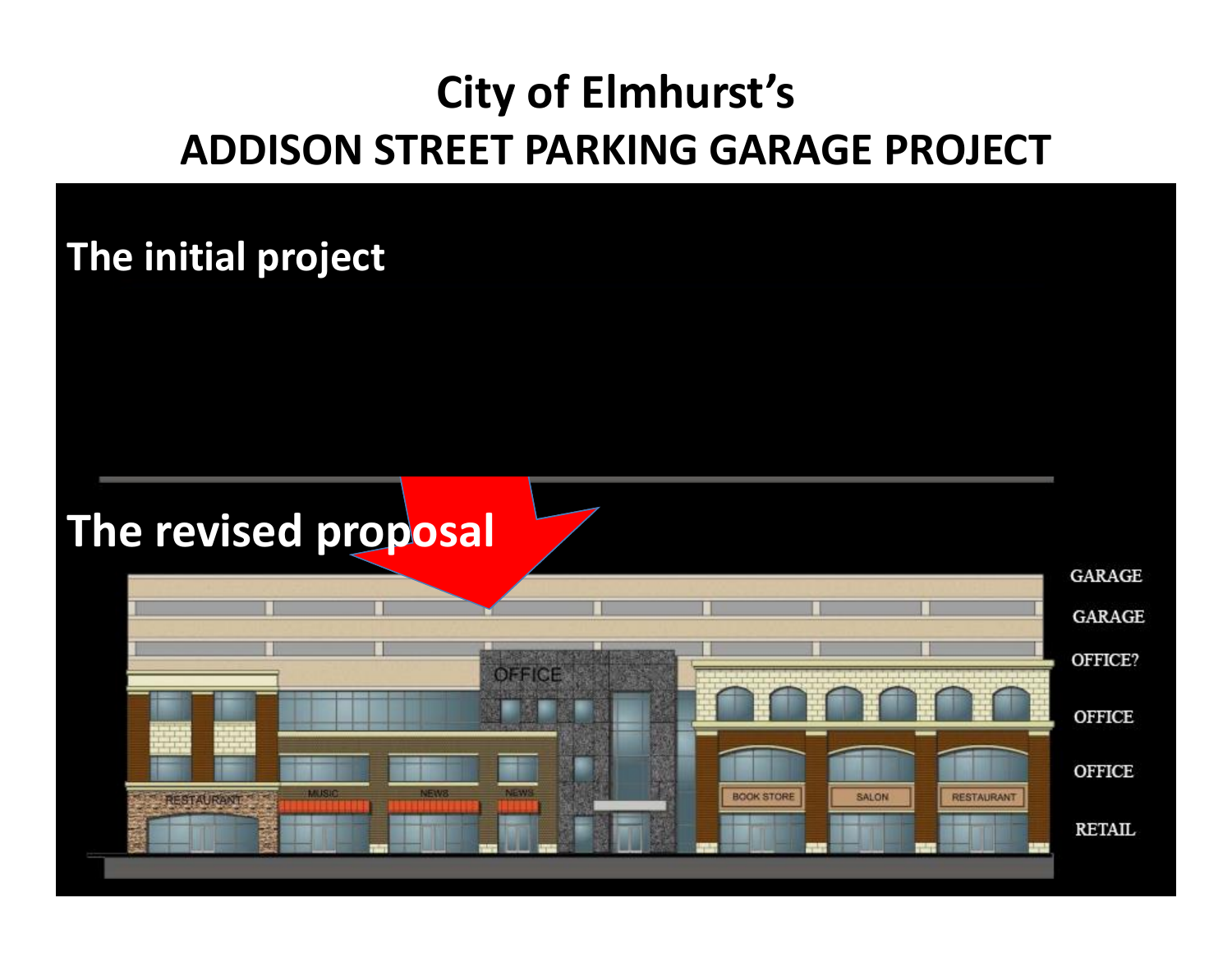# City of Elmhurst's
# ADDISON STREET PARKING GARAGE PROJECT

**The initial project**

**The revised proposal**

GARAGE
GARAGE
OFFICE?
OFFICE
OFFICE
RETAIL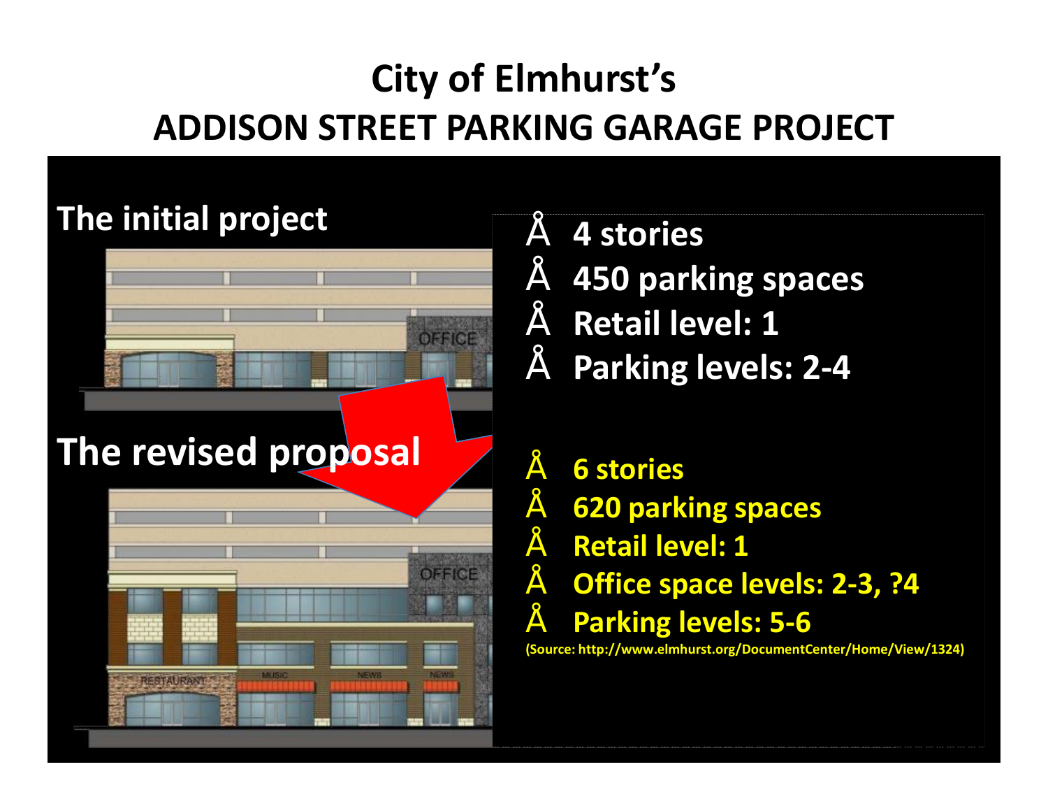# City of Elmhurst's
# ADDISON STREET PARKING GARAGE PROJECT

## The initial project

- 4 stories
- 450 parking spaces
- Retail level: 1
- Parking levels: 2-4

## The revised proposal

- 6 stories
- 620 parking spaces
- Retail level: 1
- Office space levels: 2-3, ?4
- Parking levels: 5-6

(Source: http://www.elmhurst.org/DocumentCenter/Home/View/1324)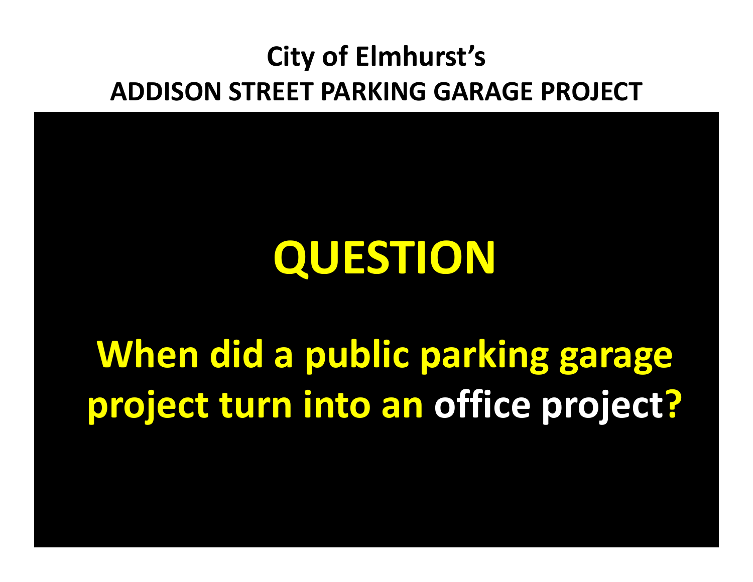## City of Elmhurst's
## ADDISON STREET PARKING GARAGE PROJECT

# QUESTION

**When did a public parking garage project turn into an office project?**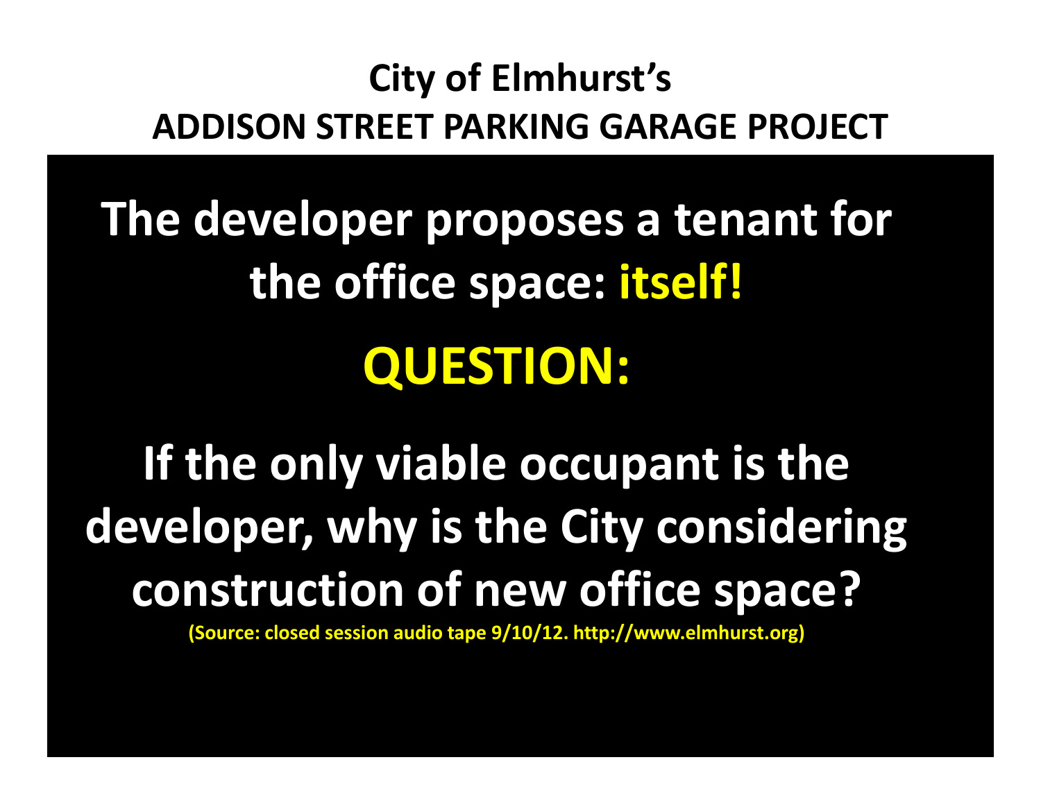# City of Elmhurst's
## ADDISON STREET PARKING GARAGE PROJECT

**The developer proposes a tenant for the office space: itself!**

**QUESTION:**

**If the only viable occupant is the developer, why is the City considering construction of new office space?**

**(Source: closed session audio tape 9/10/12. http://www.elmhurst.org)**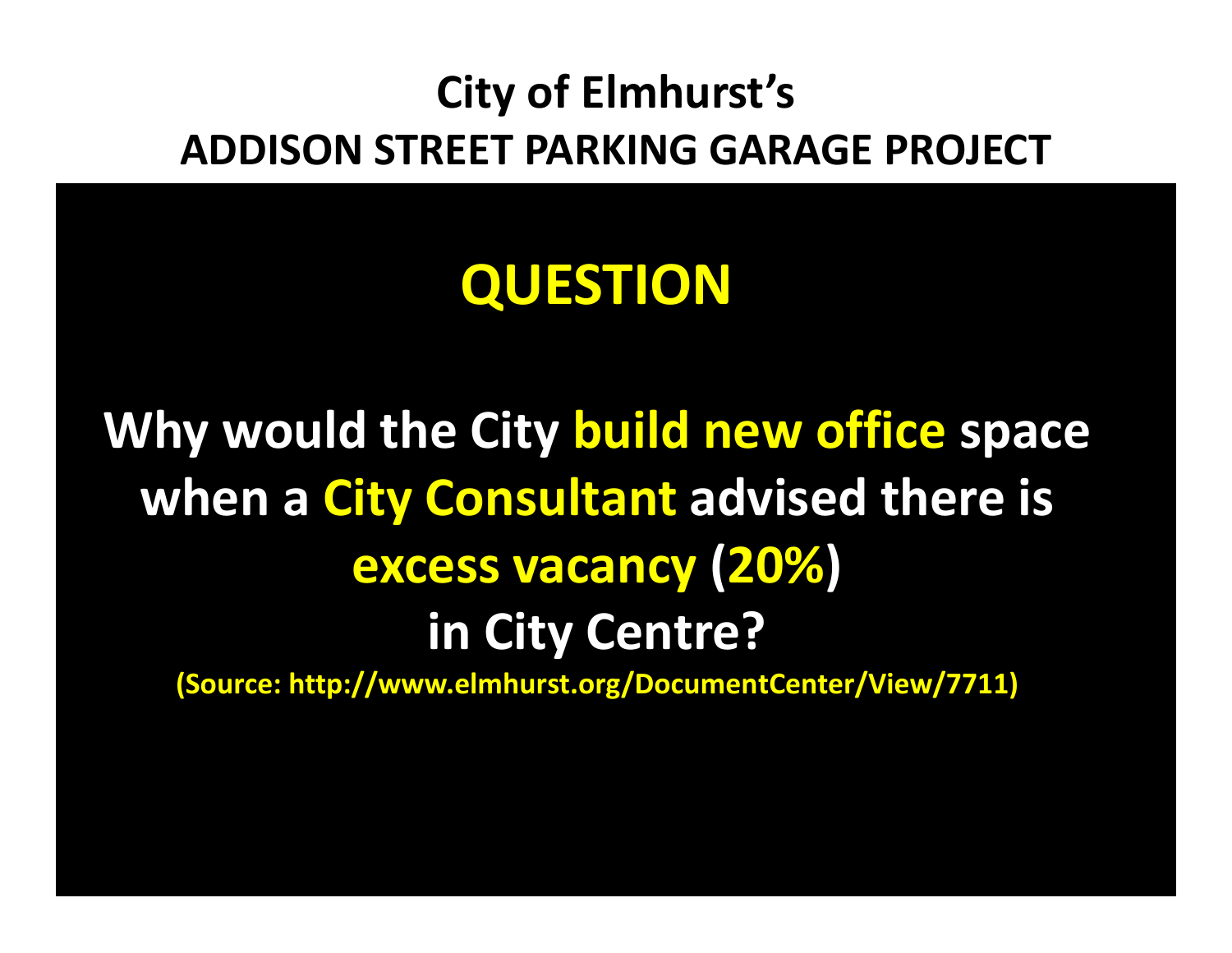# City of Elmhurst's
# ADDISON STREET PARKING GARAGE PROJECT

## QUESTION

**Why would the City build new office space when a City Consultant advised there is excess vacancy (20%) in City Centre?**

**(Source: http://www.elmhurst.org/DocumentCenter/View/7711)**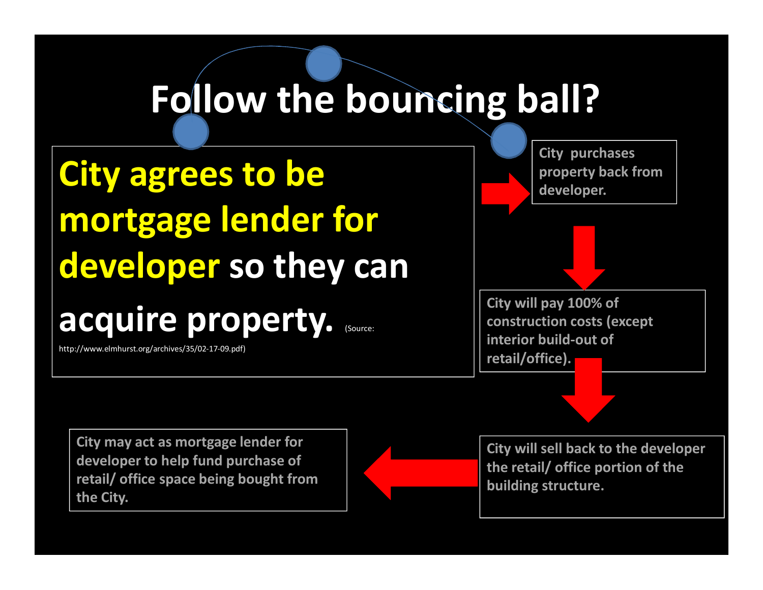# Follow the bouncing ball?

**City agrees to be mortgage lender for developer so they can acquire property.** (Source: http://www.elmhurst.org/archives/35/02-17-09.pdf)

City purchases property back from developer.

City will pay 100% of construction costs (except interior build-out of retail/office).

City will sell back to the developer the retail/ office portion of the building structure.

City may act as mortgage lender for developer to help fund purchase of retail/ office space being bought from the City.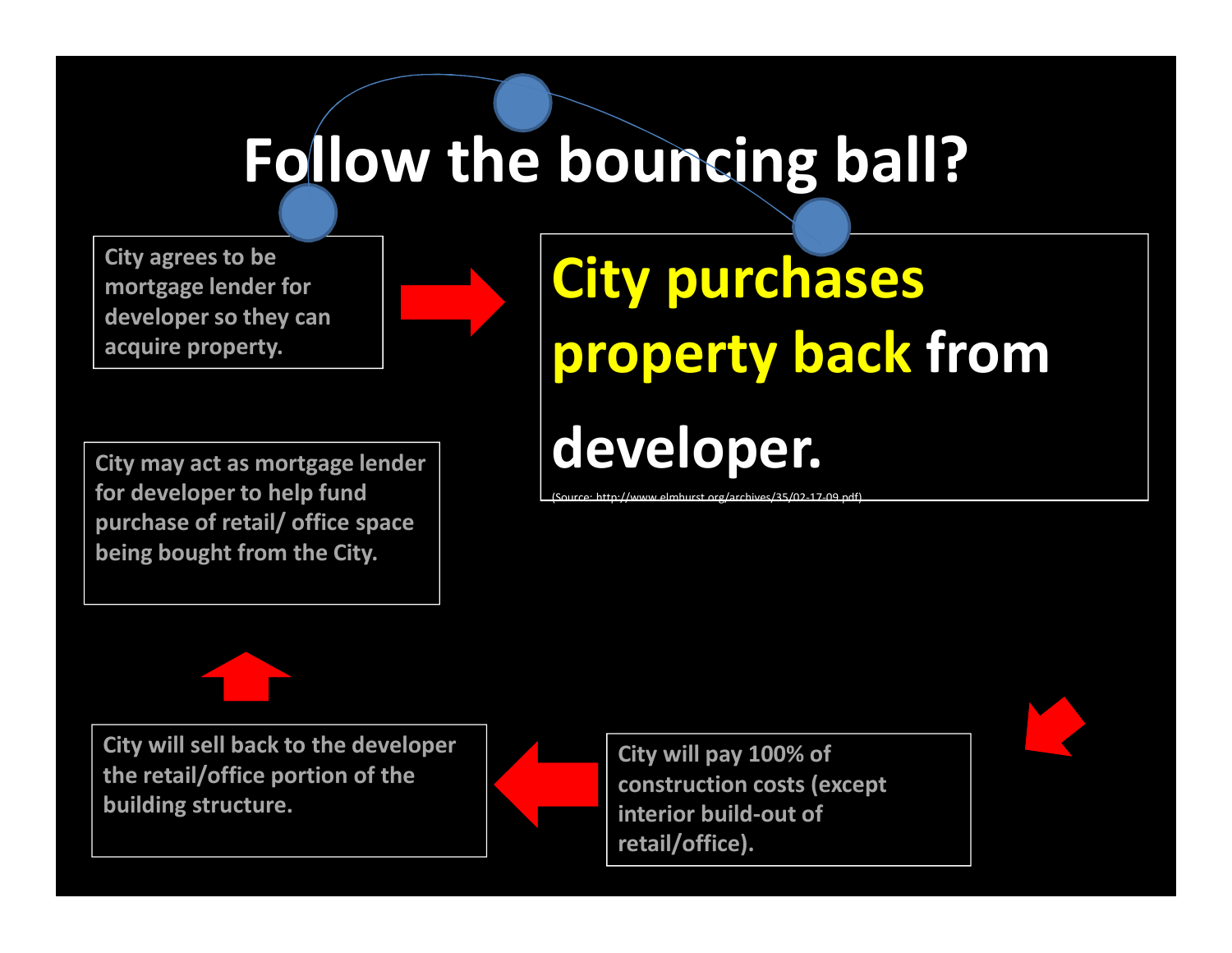# Follow the bouncing ball?

City agrees to be mortgage lender for developer so they can acquire property.

**City purchases property back from developer.**

(Source: http://www.elmhurst.org/archives/35/02-17-09.pdf)

City will pay 100% of construction costs (except interior build-out of retail/office).

City will sell back to the developer the retail/office portion of the building structure.

City may act as mortgage lender for developer to help fund purchase of retail/ office space being bought from the City.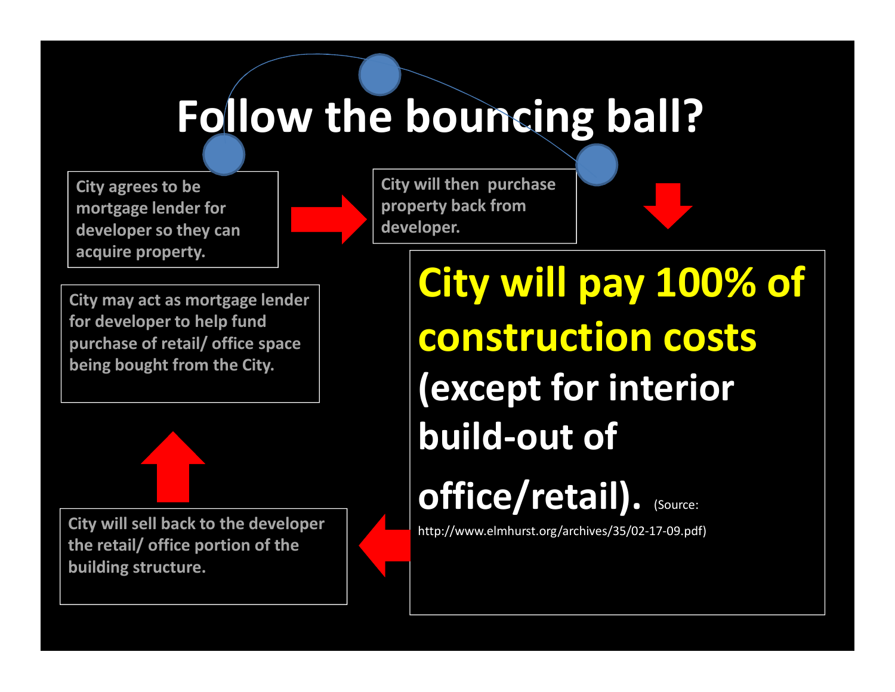# Follow the bouncing ball?

City agrees to be mortgage lender for developer so they can acquire property.

City will then purchase property back from developer.

**City will pay 100% of construction costs (except for interior build-out of office/retail).** (Source: http://www.elmhurst.org/archives/35/02-17-09.pdf)

City will sell back to the developer the retail/ office portion of the building structure.

City may act as mortgage lender for developer to help fund purchase of retail/ office space being bought from the City.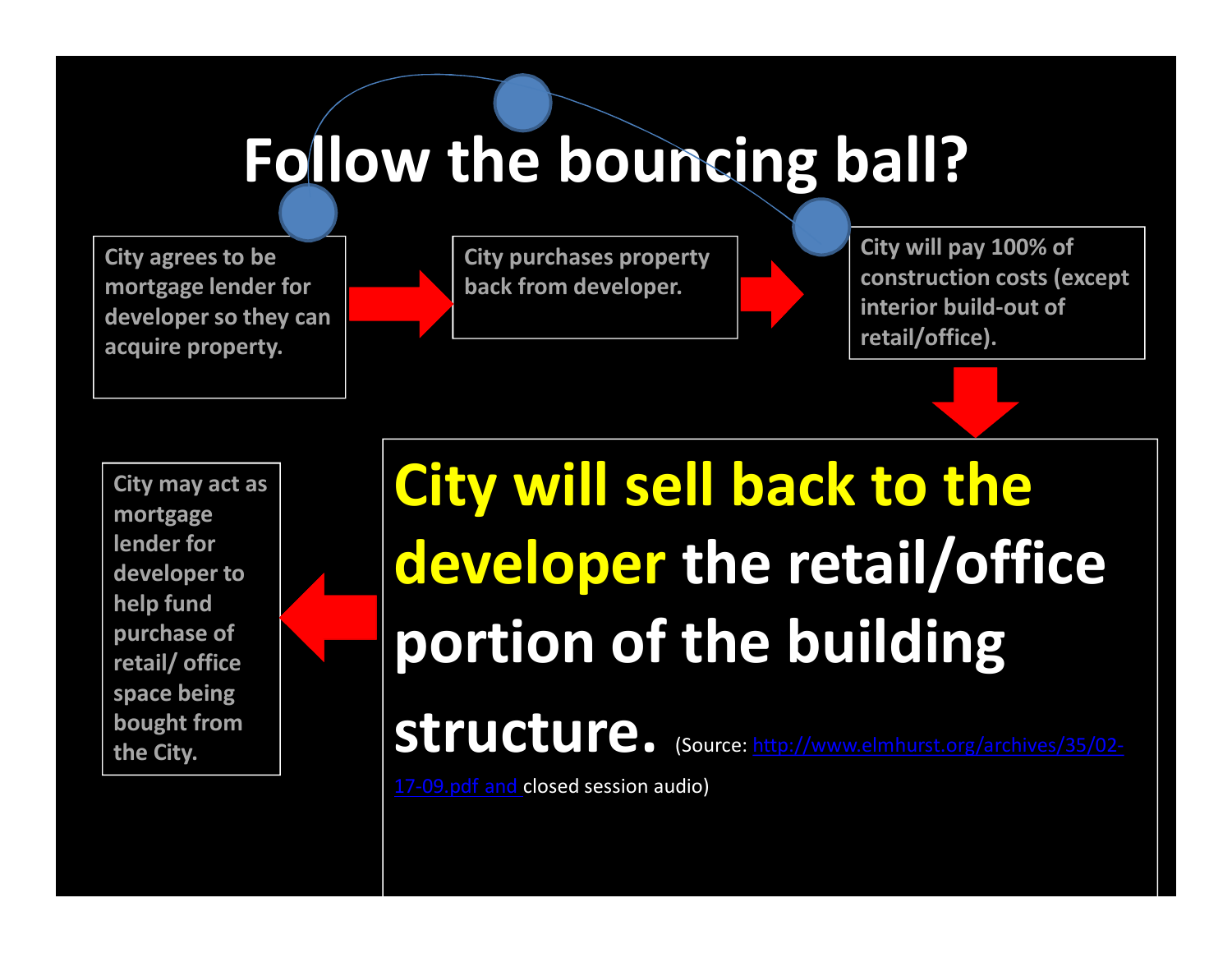# Follow the bouncing ball?

City agrees to be mortgage lender for developer so they can acquire property.

City purchases property back from developer.

City will pay 100% of construction costs (except interior build-out of retail/office).

**City will sell back to the developer the retail/office portion of the building structure.** (Source: http://www.elmhurst.org/archives/35/02-17-09.pdf and closed session audio)

City may act as mortgage lender for developer to help fund purchase of retail/ office space being bought from the City.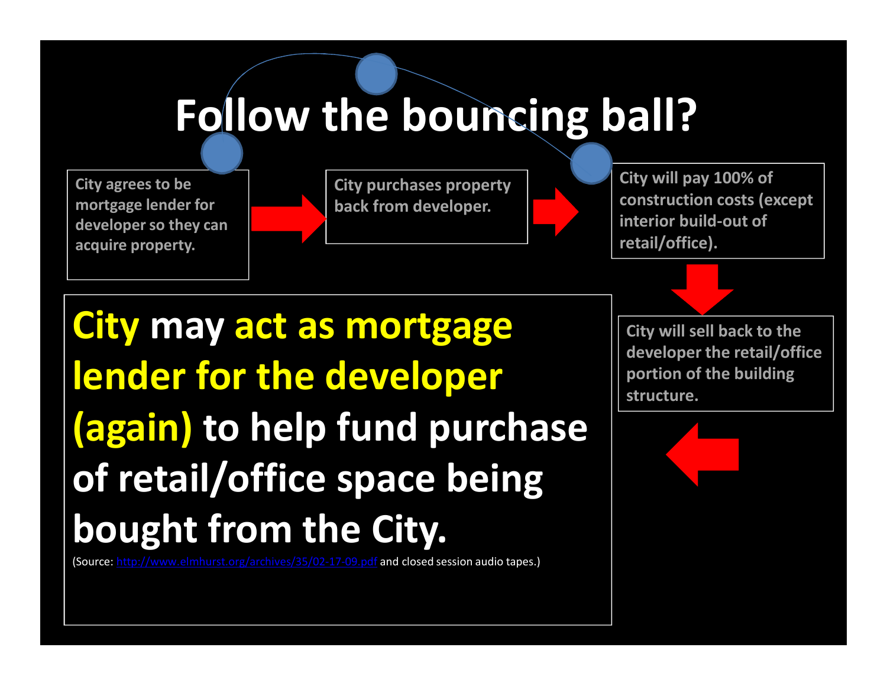# Follow the bouncing ball?

City agrees to be mortgage lender for developer so they can acquire property.

City purchases property back from developer.

City will pay 100% of construction costs (except interior build-out of retail/office).

City will sell back to the developer the retail/office portion of the building structure.

**City may act as mortgage lender for the developer (again) to help fund purchase of retail/office space being bought from the City.**

(Source: [http://www.elmhurst.org/archives/35/02-17-09.pdf](http://www.elmhurst.org/archives/35/02-17-09.pdf) and closed session audio tapes.)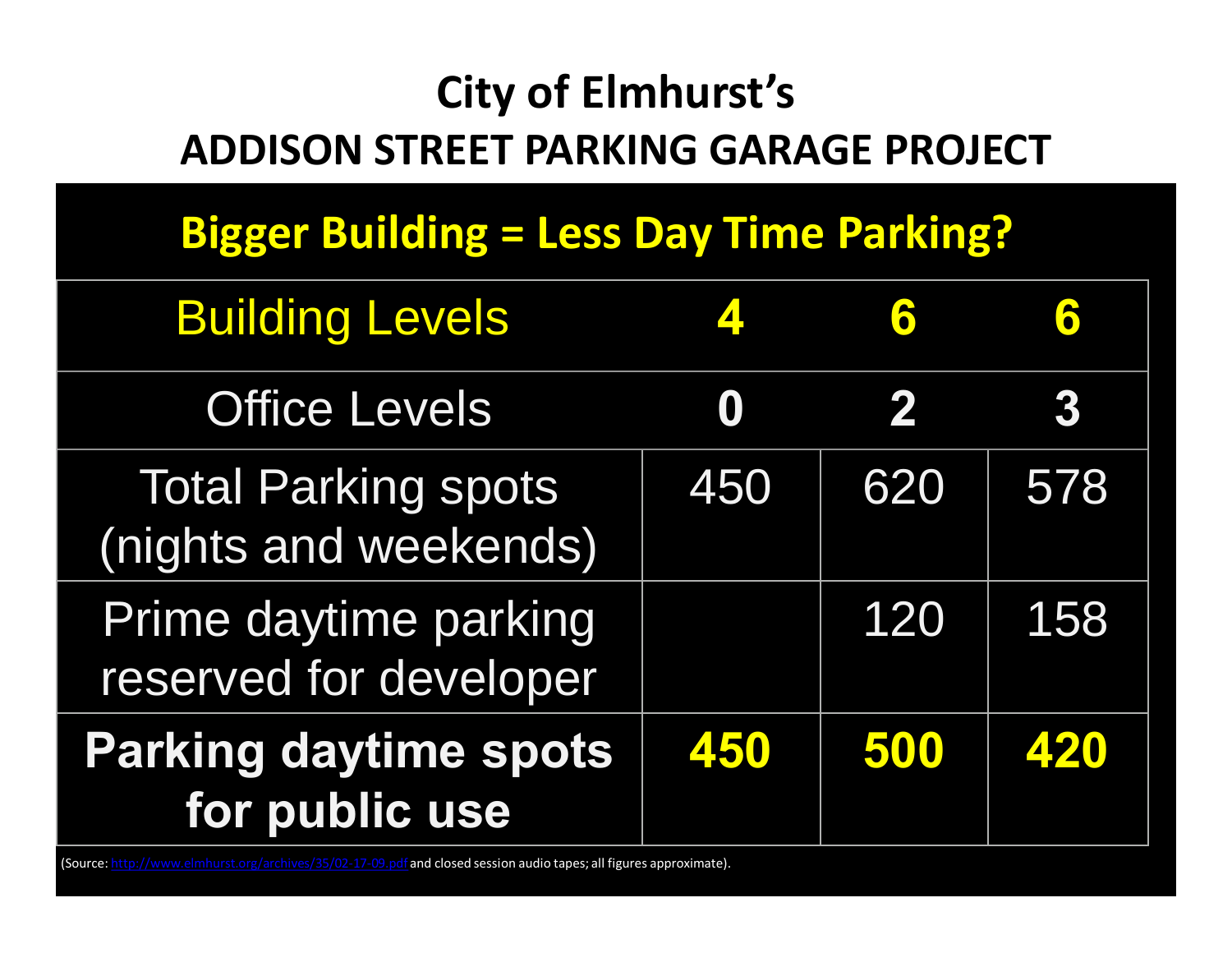# City of Elmhurst's
# ADDISON STREET PARKING GARAGE PROJECT

## Bigger Building = Less Day Time Parking?

| Building Levels | **4** | **6** | **6** |
| --- | --- | --- | --- |
| Office Levels | **0** | **2** | **3** |
| Total Parking spots (nights and weekends) | 450 | 620 | 578 |
| Prime daytime parking reserved for developer | | 120 | 158 |
| **Parking daytime spots for public use** | **450** | **500** | **420** |

(Source: http://www.elmhurst.org/archives/35/02-17-09.pdf and closed session audio tapes; all figures approximate).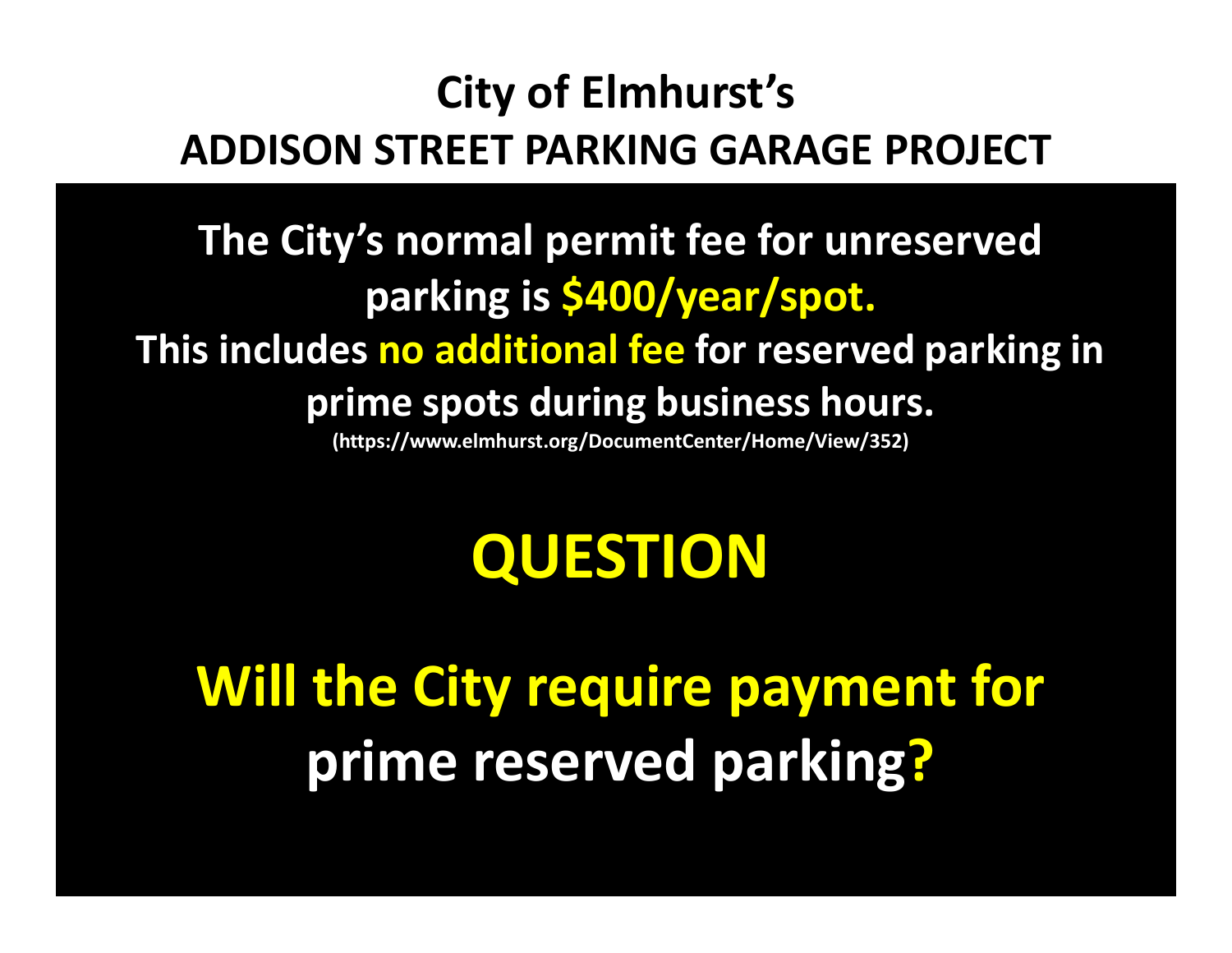# City of Elmhurst's
# ADDISON STREET PARKING GARAGE PROJECT

**The City's normal permit fee for unreserved parking is $400/year/spot.**

**This includes no additional fee for reserved parking in prime spots during business hours.**

**(https://www.elmhurst.org/DocumentCenter/Home/View/352)**

## QUESTION

## Will the City require payment for prime reserved parking?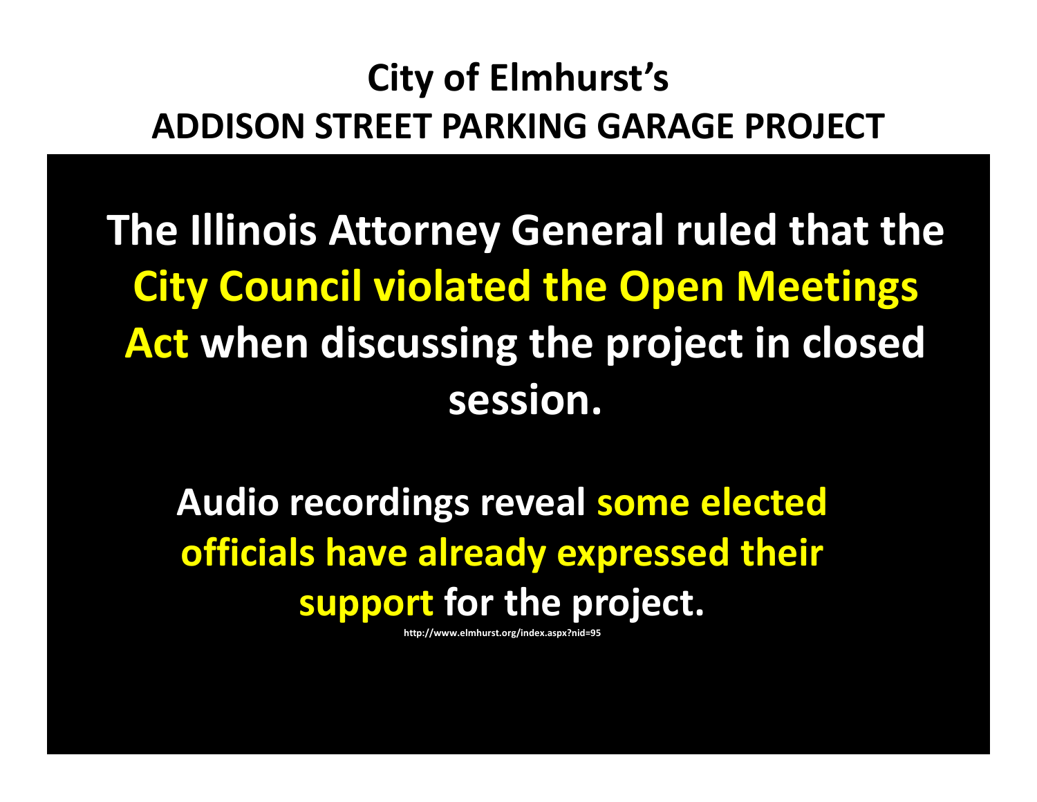# City of Elmhurst's
# ADDISON STREET PARKING GARAGE PROJECT

**The Illinois Attorney General ruled that the City Council violated the Open Meetings Act when discussing the project in closed session.**

**Audio recordings reveal some elected officials have already expressed their support for the project.**

http://www.elmhurst.org/index.aspx?nid=95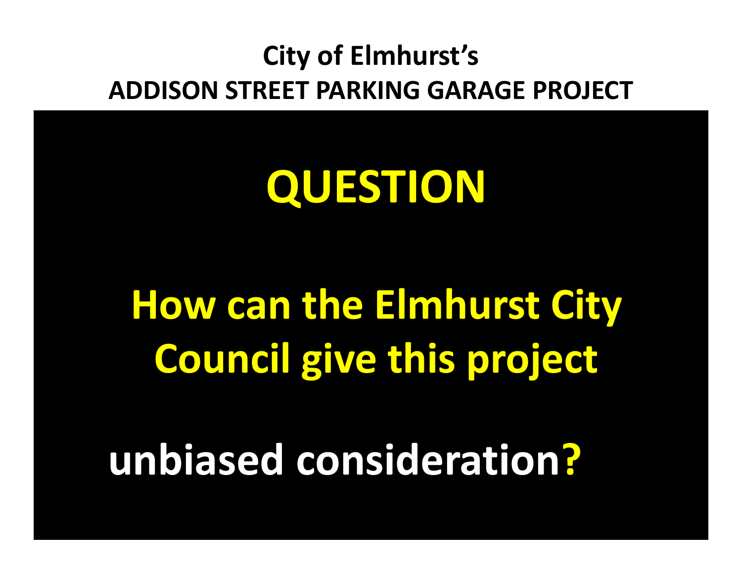**City of Elmhurst's**

**ADDISON STREET PARKING GARAGE PROJECT**

# QUESTION

## How can the Elmhurst City Council give this project

## unbiased consideration?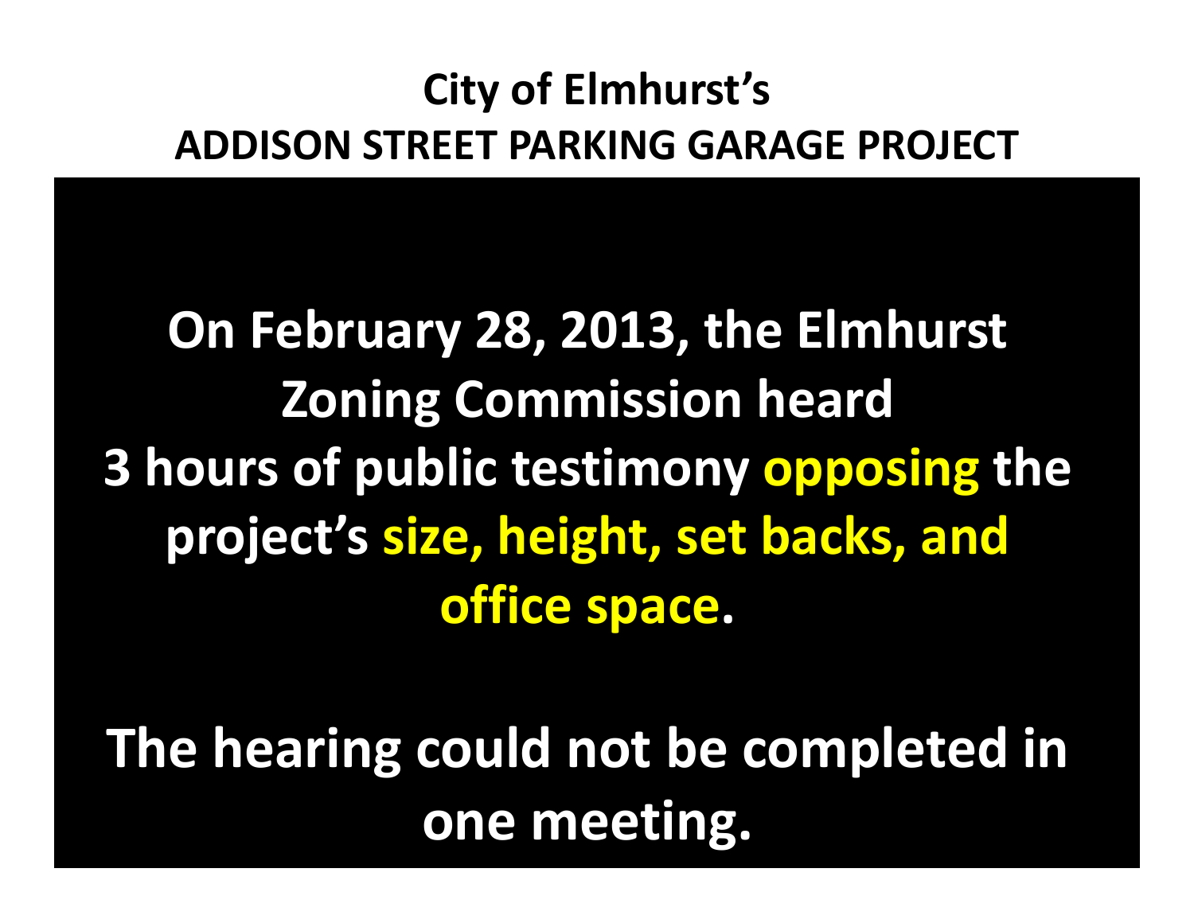# City of Elmhurst's
# ADDISON STREET PARKING GARAGE PROJECT

**On February 28, 2013, the Elmhurst Zoning Commission heard 3 hours of public testimony opposing the project's size, height, set backs, and office space.**

**The hearing could not be completed in one meeting.**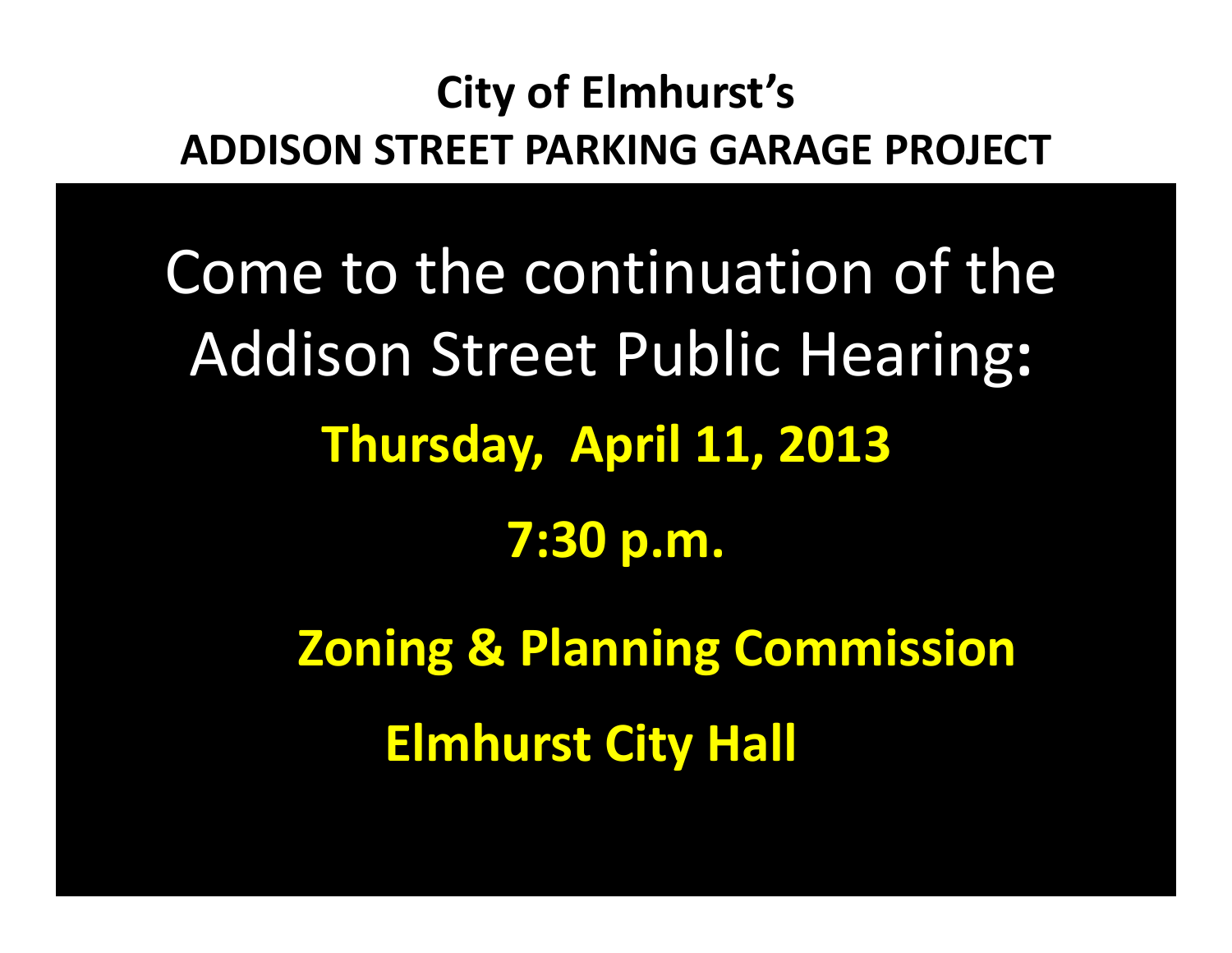# City of Elmhurst's
# ADDISON STREET PARKING GARAGE PROJECT

Come to the continuation of the Addison Street Public Hearing:

**Thursday, April 11, 2013**

**7:30 p.m.**

**Zoning & Planning Commission**

**Elmhurst City Hall**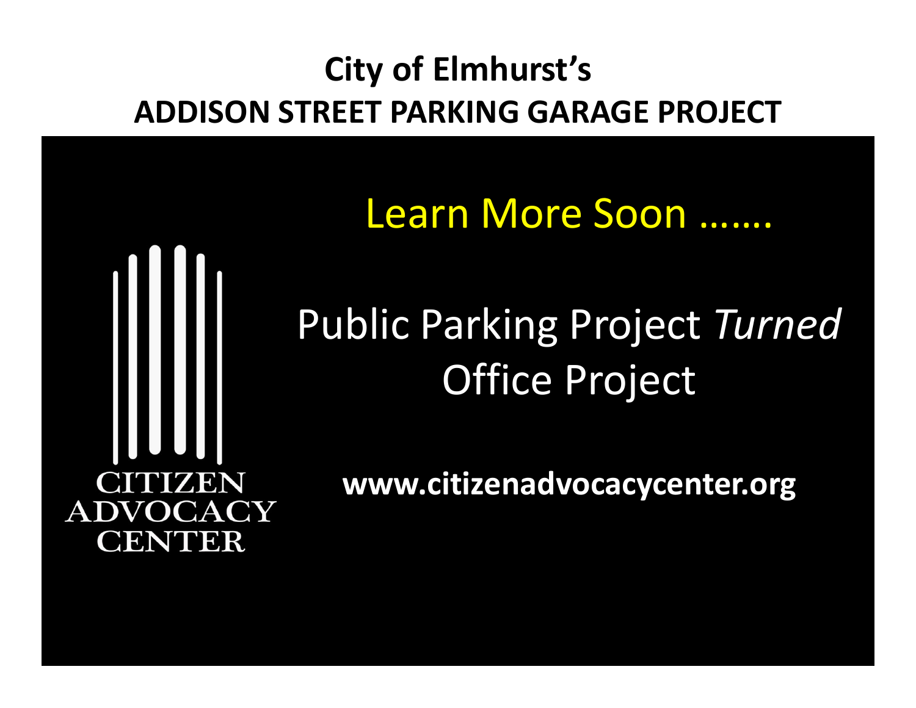# City of Elmhurst's
# ADDISON STREET PARKING GARAGE PROJECT

Learn More Soon …….

Public Parking Project *Turned* Office Project

**www.citizenadvocacycenter.org**

CITIZEN ADVOCACY CENTER